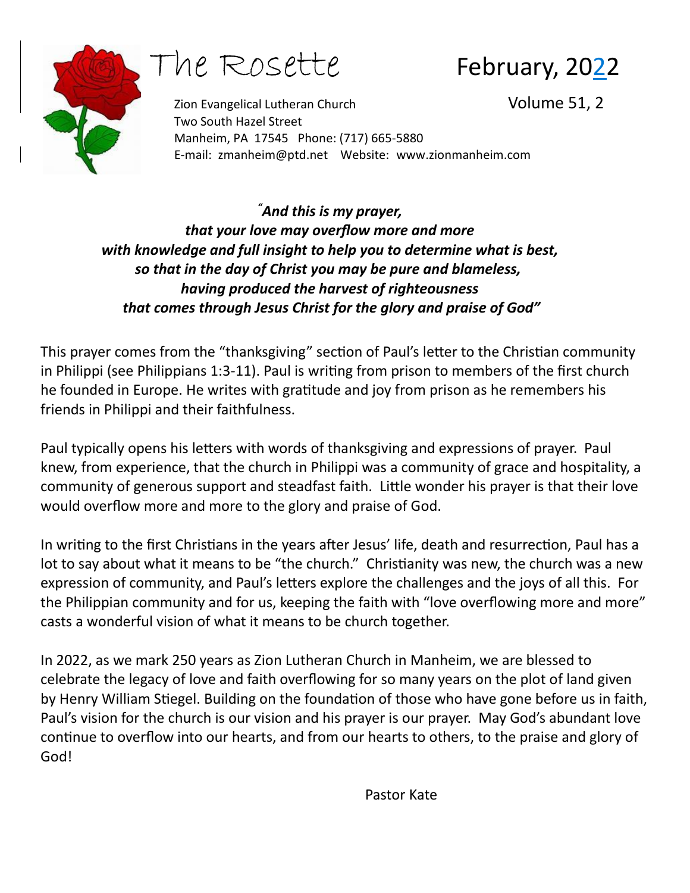# The Rosette

## February, 2022

Zion Evangelical Lutheran Church
Two South Hazel Street
Manheim, PA 17545 Phone: (717) 665-5880
E-mail: zmanheim@ptd.net Website: www.zionmanheim.com

Volume 51, 2

***"And this is my prayer,***
***that your love may overflow more and more***
***with knowledge and full insight to help you to determine what is best,***
***so that in the day of Christ you may be pure and blameless,***
***having produced the harvest of righteousness***
***that comes through Jesus Christ for the glory and praise of God"***

This prayer comes from the "thanksgiving" section of Paul's letter to the Christian community in Philippi (see Philippians 1:3-11). Paul is writing from prison to members of the first church he founded in Europe. He writes with gratitude and joy from prison as he remembers his friends in Philippi and their faithfulness.

Paul typically opens his letters with words of thanksgiving and expressions of prayer. Paul knew, from experience, that the church in Philippi was a community of grace and hospitality, a community of generous support and steadfast faith. Little wonder his prayer is that their love would overflow more and more to the glory and praise of God.

In writing to the first Christians in the years after Jesus' life, death and resurrection, Paul has a lot to say about what it means to be "the church." Christianity was new, the church was a new expression of community, and Paul's letters explore the challenges and the joys of all this. For the Philippian community and for us, keeping the faith with "love overflowing more and more" casts a wonderful vision of what it means to be church together.

In 2022, as we mark 250 years as Zion Lutheran Church in Manheim, we are blessed to celebrate the legacy of love and faith overflowing for so many years on the plot of land given by Henry William Stiegel. Building on the foundation of those who have gone before us in faith, Paul's vision for the church is our vision and his prayer is our prayer. May God's abundant love continue to overflow into our hearts, and from our hearts to others, to the praise and glory of God!

Pastor Kate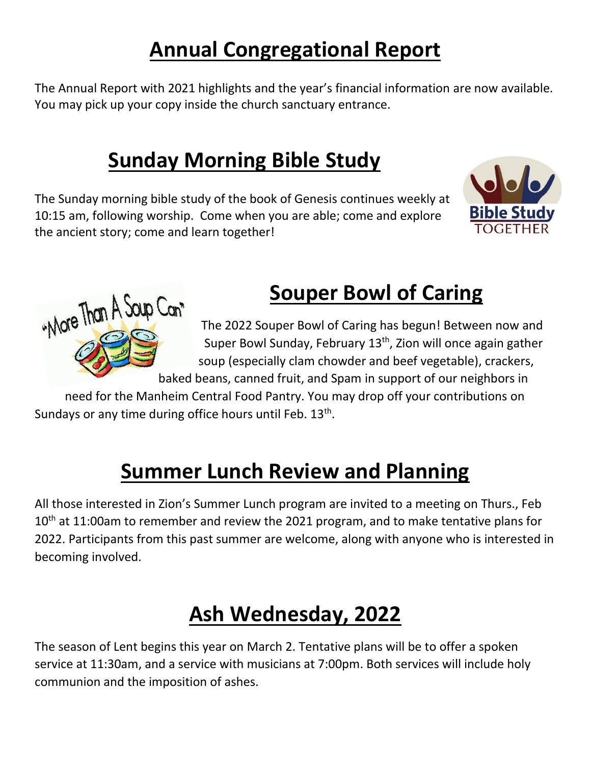# Annual Congregational Report

The Annual Report with 2021 highlights and the year's financial information are now available. You may pick up your copy inside the church sanctuary entrance.

# Sunday Morning Bible Study

The Sunday morning bible study of the book of Genesis continues weekly at 10:15 am, following worship. Come when you are able; come and explore the ancient story; come and learn together!

# Souper Bowl of Caring

The 2022 Souper Bowl of Caring has begun! Between now and Super Bowl Sunday, February 13th, Zion will once again gather soup (especially clam chowder and beef vegetable), crackers, baked beans, canned fruit, and Spam in support of our neighbors in need for the Manheim Central Food Pantry. You may drop off your contributions on Sundays or any time during office hours until Feb. 13th.

# Summer Lunch Review and Planning

All those interested in Zion's Summer Lunch program are invited to a meeting on Thurs., Feb 10th at 11:00am to remember and review the 2021 program, and to make tentative plans for 2022. Participants from this past summer are welcome, along with anyone who is interested in becoming involved.

# Ash Wednesday, 2022

The season of Lent begins this year on March 2. Tentative plans will be to offer a spoken service at 11:30am, and a service with musicians at 7:00pm. Both services will include holy communion and the imposition of ashes.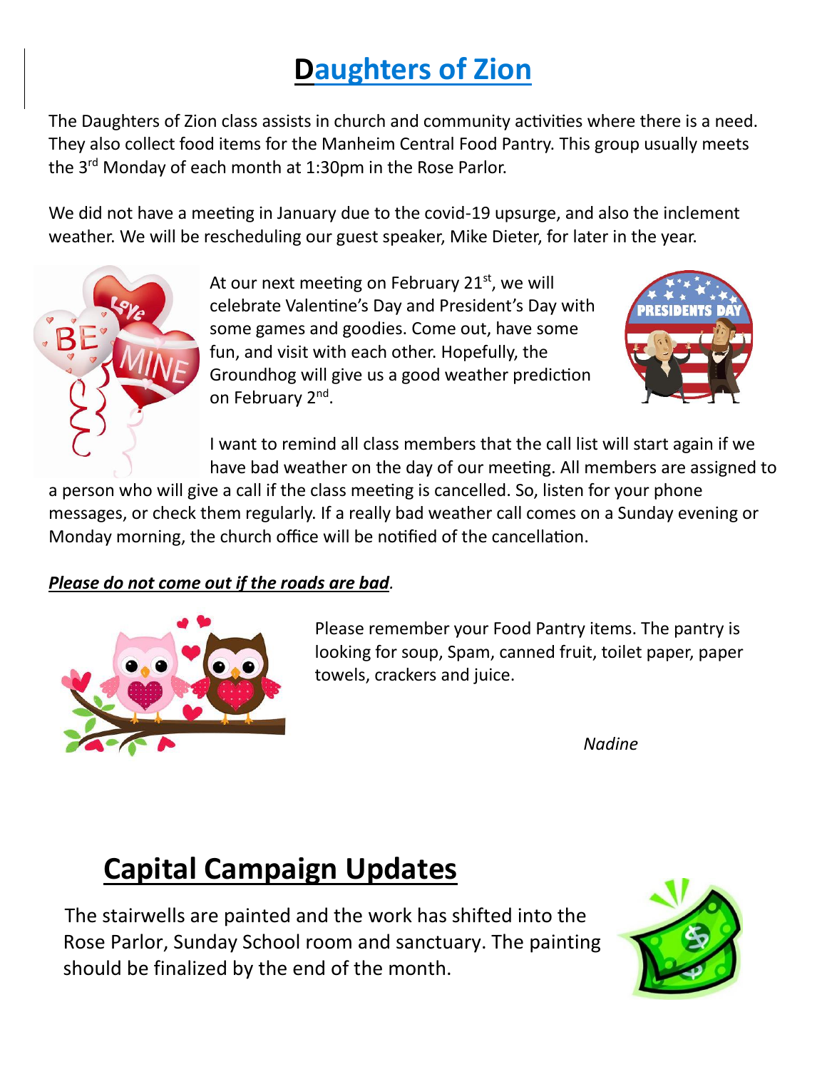# Daughters of Zion

The Daughters of Zion class assists in church and community activities where there is a need. They also collect food items for the Manheim Central Food Pantry. This group usually meets the 3rd Monday of each month at 1:30pm in the Rose Parlor.

We did not have a meeting in January due to the covid-19 upsurge, and also the inclement weather. We will be rescheduling our guest speaker, Mike Dieter, for later in the year.

At our next meeting on February 21st, we will celebrate Valentine's Day and President's Day with some games and goodies. Come out, have some fun, and visit with each other. Hopefully, the Groundhog will give us a good weather prediction on February 2nd.

I want to remind all class members that the call list will start again if we have bad weather on the day of our meeting. All members are assigned to a person who will give a call if the class meeting is cancelled. So, listen for your phone messages, or check them regularly. If a really bad weather call comes on a Sunday evening or Monday morning, the church office will be notified of the cancellation.

***Please do not come out if the roads are bad.***

Please remember your Food Pantry items. The pantry is looking for soup, Spam, canned fruit, toilet paper, paper towels, crackers and juice.

*Nadine*

# Capital Campaign Updates

The stairwells are painted and the work has shifted into the Rose Parlor, Sunday School room and sanctuary. The painting should be finalized by the end of the month.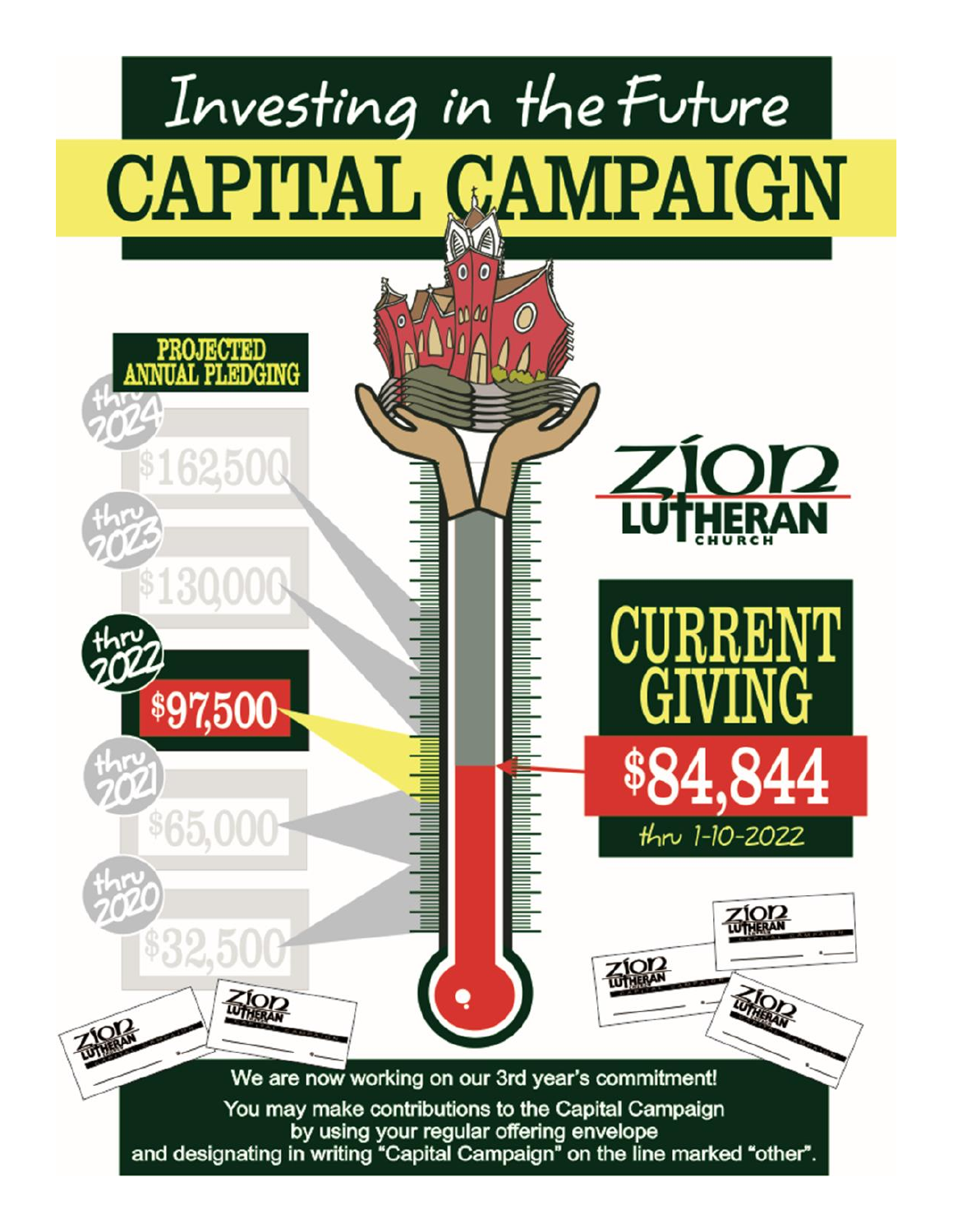# Investing in the Future

## CAPITAL CAMPAIGN

**PROJECTED ANNUAL PLEDGING**

- thru 2024: $162,500
- thru 2023: $130,000
- thru 2022: $97,500
- thru 2021: $65,000
- thru 2020: $32,500

**Zion Lutheran Church**

**CURRENT GIVING**

**$84,844**

thru 1-10-2022

We are now working on our 3rd year's commitment!

You may make contributions to the Capital Campaign by using your regular offering envelope and designating in writing "Capital Campaign" on the line marked "other".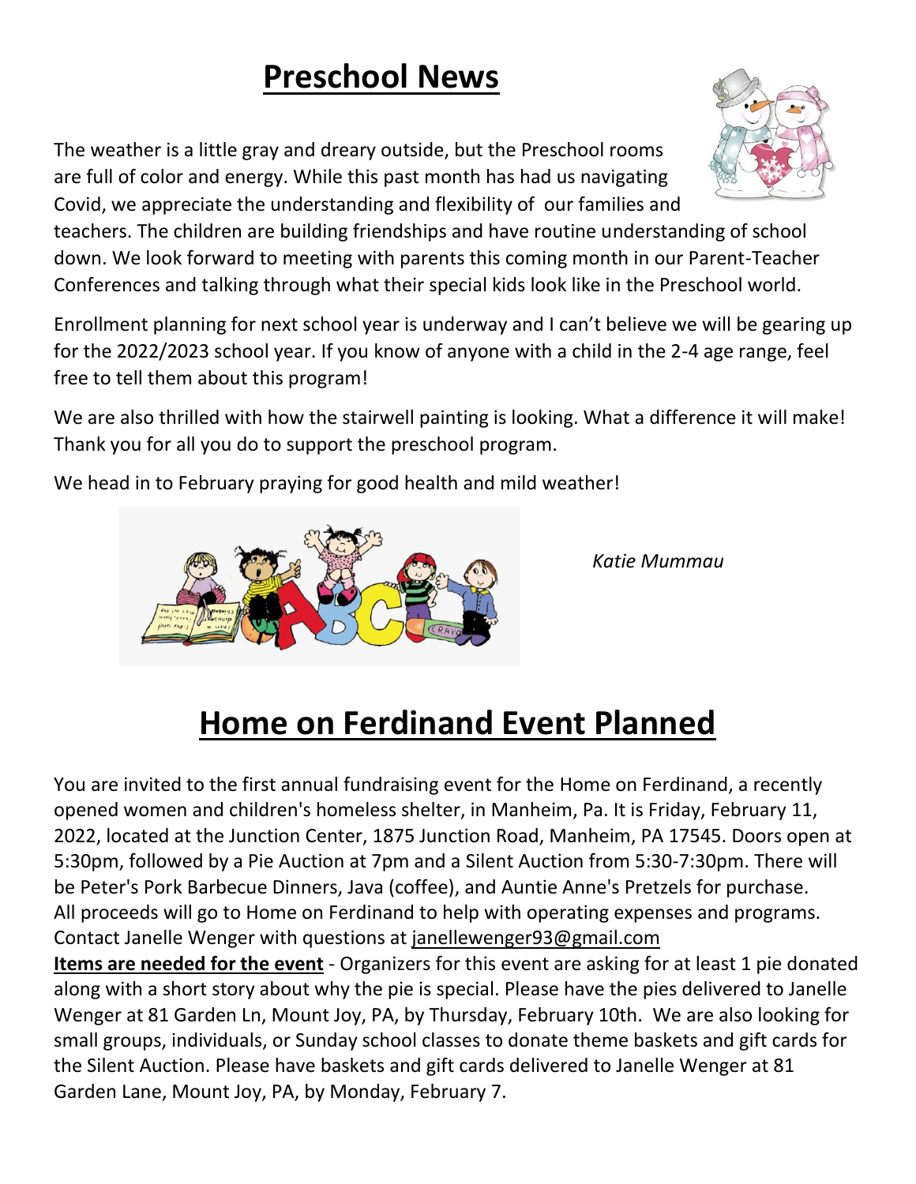# Preschool News

The weather is a little gray and dreary outside, but the Preschool rooms are full of color and energy. While this past month has had us navigating Covid, we appreciate the understanding and flexibility of our families and teachers. The children are building friendships and have routine understanding of school down. We look forward to meeting with parents this coming month in our Parent-Teacher Conferences and talking through what their special kids look like in the Preschool world.

Enrollment planning for next school year is underway and I can't believe we will be gearing up for the 2022/2023 school year. If you know of anyone with a child in the 2-4 age range, feel free to tell them about this program!

We are also thrilled with how the stairwell painting is looking. What a difference it will make! Thank you for all you do to support the preschool program.

We head in to February praying for good health and mild weather!

*Katie Mummau*

# Home on Ferdinand Event Planned

You are invited to the first annual fundraising event for the Home on Ferdinand, a recently opened women and children's homeless shelter, in Manheim, Pa. It is Friday, February 11, 2022, located at the Junction Center, 1875 Junction Road, Manheim, PA 17545. Doors open at 5:30pm, followed by a Pie Auction at 7pm and a Silent Auction from 5:30-7:30pm. There will be Peter's Pork Barbecue Dinners, Java (coffee), and Auntie Anne's Pretzels for purchase. All proceeds will go to Home on Ferdinand to help with operating expenses and programs. Contact Janelle Wenger with questions at janellewenger93@gmail.com

**Items are needed for the event** - Organizers for this event are asking for at least 1 pie donated along with a short story about why the pie is special. Please have the pies delivered to Janelle Wenger at 81 Garden Ln, Mount Joy, PA, by Thursday, February 10th. We are also looking for small groups, individuals, or Sunday school classes to donate theme baskets and gift cards for the Silent Auction. Please have baskets and gift cards delivered to Janelle Wenger at 81 Garden Lane, Mount Joy, PA, by Monday, February 7.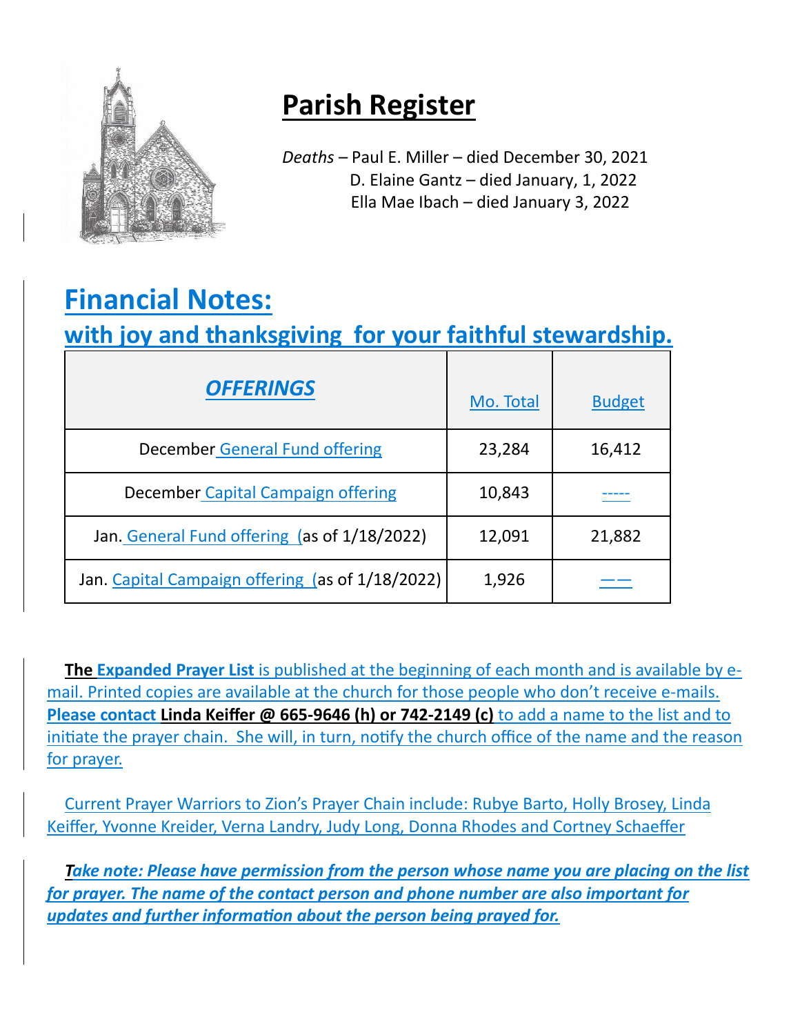# Parish Register

*Deaths* – Paul E. Miller – died December 30, 2021
D. Elaine Gantz – died January, 1, 2022
Ella Mae Ibach – died January 3, 2022

# Financial Notes:

## with joy and thanksgiving for your faithful stewardship.

| *OFFERINGS* | Mo. Total | Budget |
|---|---|---|
| December General Fund offering | 23,284 | 16,412 |
| December Capital Campaign offering | 10,843 | ----- |
| Jan. General Fund offering (as of 1/18/2022) | 12,091 | 21,882 |
| Jan. Capital Campaign offering (as of 1/18/2022) | 1,926 | —— |

**The Expanded Prayer List** is published at the beginning of each month and is available by e-mail. Printed copies are available at the church for those people who don't receive e-mails. **Please contact Linda Keiffer @ 665-9646 (h) or 742-2149 (c)** to add a name to the list and to initiate the prayer chain. She will, in turn, notify the church office of the name and the reason for prayer.

Current Prayer Warriors to Zion's Prayer Chain include: Rubye Barto, Holly Brosey, Linda Keiffer, Yvonne Kreider, Verna Landry, Judy Long, Donna Rhodes and Cortney Schaeffer

***Take note: Please have permission from the person whose name you are placing on the list for prayer. The name of the contact person and phone number are also important for updates and further information about the person being prayed for.***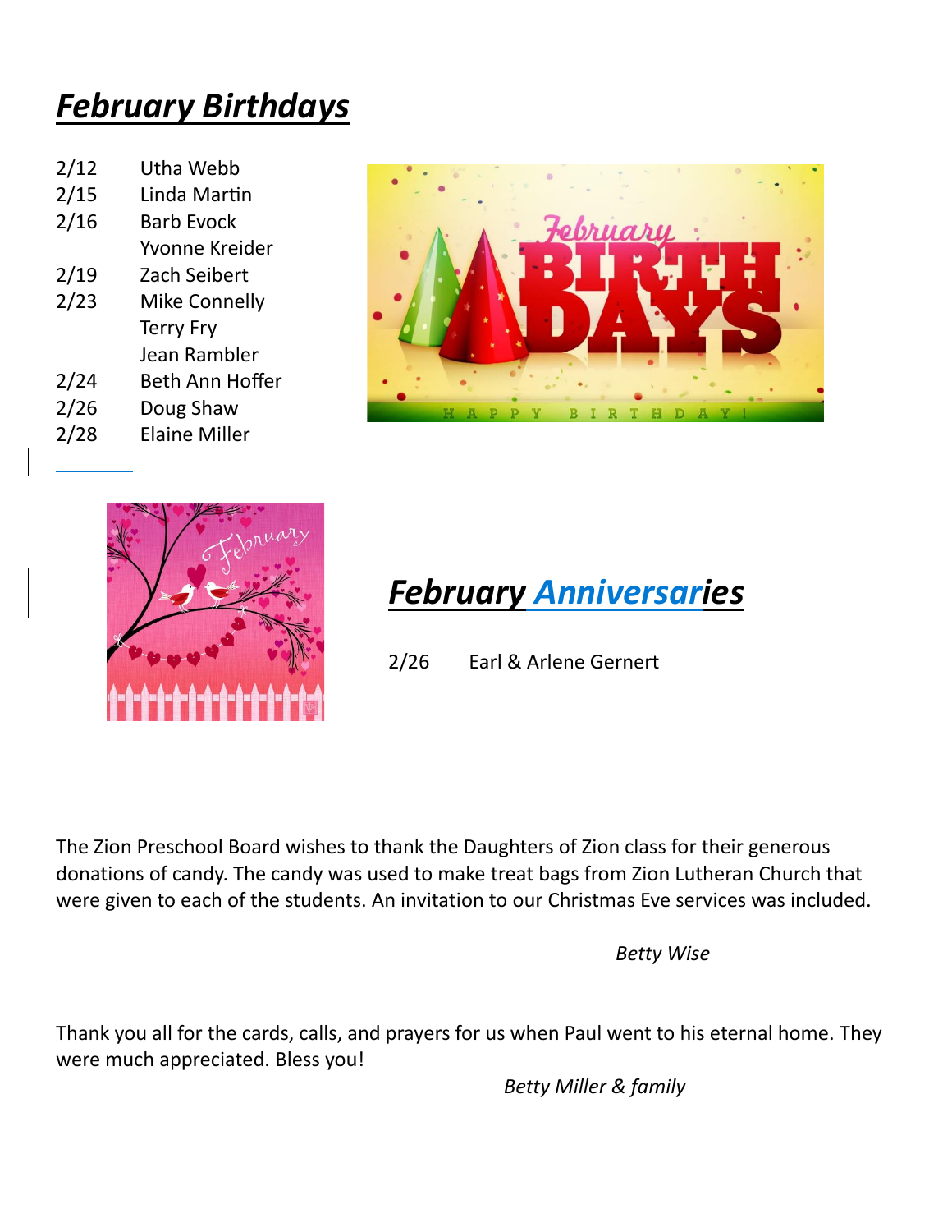# ***February Birthdays***

| | |
|---|---|
| 2/12 | Utha Webb |
| 2/15 | Linda Martin |
| 2/16 | Barb Evock |
| | Yvonne Kreider |
| 2/19 | Zach Seibert |
| 2/23 | Mike Connelly |
| | Terry Fry |
| | Jean Rambler |
| 2/24 | Beth Ann Hoffer |
| 2/26 | Doug Shaw |
| 2/28 | Elaine Miller |

# ***February Anniversaries***

2/26 Earl & Arlene Gernert

The Zion Preschool Board wishes to thank the Daughters of Zion class for their generous donations of candy. The candy was used to make treat bags from Zion Lutheran Church that were given to each of the students. An invitation to our Christmas Eve services was included.

*Betty Wise*

Thank you all for the cards, calls, and prayers for us when Paul went to his eternal home. They were much appreciated. Bless you!

*Betty Miller & family*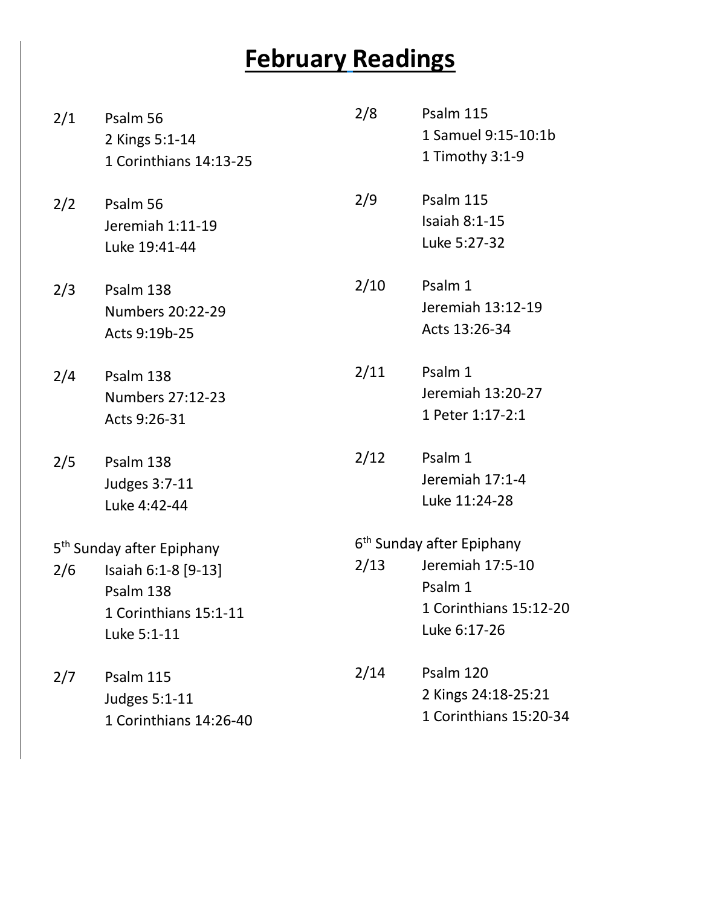# February Readings

2/1 Psalm 56
2 Kings 5:1-14
1 Corinthians 14:13-25

2/2 Psalm 56
Jeremiah 1:11-19
Luke 19:41-44

2/3 Psalm 138
Numbers 20:22-29
Acts 9:19b-25

2/4 Psalm 138
Numbers 27:12-23
Acts 9:26-31

2/5 Psalm 138
Judges 3:7-11
Luke 4:42-44

5th Sunday after Epiphany

2/6 Isaiah 6:1-8 [9-13]
Psalm 138
1 Corinthians 15:1-11
Luke 5:1-11

2/7 Psalm 115
Judges 5:1-11
1 Corinthians 14:26-40

2/8 Psalm 115
1 Samuel 9:15-10:1b
1 Timothy 3:1-9

2/9 Psalm 115
Isaiah 8:1-15
Luke 5:27-32

2/10 Psalm 1
Jeremiah 13:12-19
Acts 13:26-34

2/11 Psalm 1
Jeremiah 13:20-27
1 Peter 1:17-2:1

2/12 Psalm 1
Jeremiah 17:1-4
Luke 11:24-28

6th Sunday after Epiphany

2/13 Jeremiah 17:5-10
Psalm 1
1 Corinthians 15:12-20
Luke 6:17-26

2/14 Psalm 120
2 Kings 24:18-25:21
1 Corinthians 15:20-34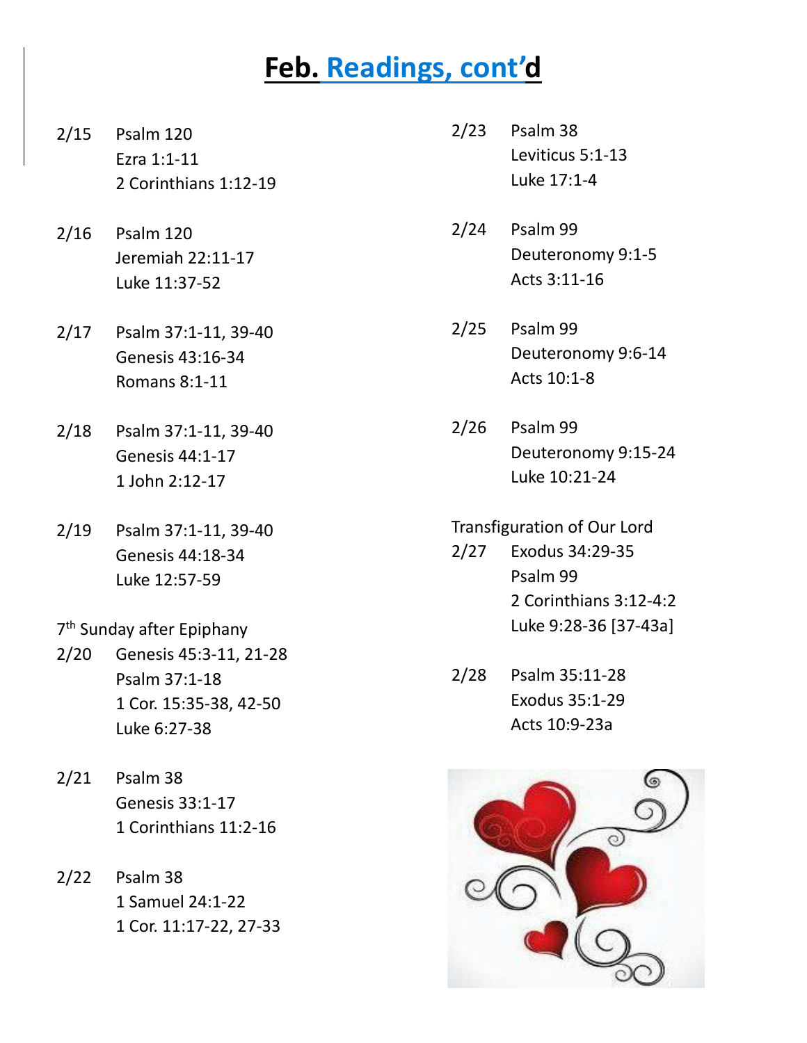# Feb. Readings, cont'd

2/15 Psalm 120
Ezra 1:1-11
2 Corinthians 1:12-19

2/16 Psalm 120
Jeremiah 22:11-17
Luke 11:37-52

2/17 Psalm 37:1-11, 39-40
Genesis 43:16-34
Romans 8:1-11

2/18 Psalm 37:1-11, 39-40
Genesis 44:1-17
1 John 2:12-17

2/19 Psalm 37:1-11, 39-40
Genesis 44:18-34
Luke 12:57-59

7th Sunday after Epiphany

2/20 Genesis 45:3-11, 21-28
Psalm 37:1-18
1 Cor. 15:35-38, 42-50
Luke 6:27-38

2/21 Psalm 38
Genesis 33:1-17
1 Corinthians 11:2-16

2/22 Psalm 38
1 Samuel 24:1-22
1 Cor. 11:17-22, 27-33

2/23 Psalm 38
Leviticus 5:1-13
Luke 17:1-4

2/24 Psalm 99
Deuteronomy 9:1-5
Acts 3:11-16

2/25 Psalm 99
Deuteronomy 9:6-14
Acts 10:1-8

2/26 Psalm 99
Deuteronomy 9:15-24
Luke 10:21-24

Transfiguration of Our Lord

2/27 Exodus 34:29-35
Psalm 99
2 Corinthians 3:12-4:2
Luke 9:28-36 [37-43a]

2/28 Psalm 35:11-28
Exodus 35:1-29
Acts 10:9-23a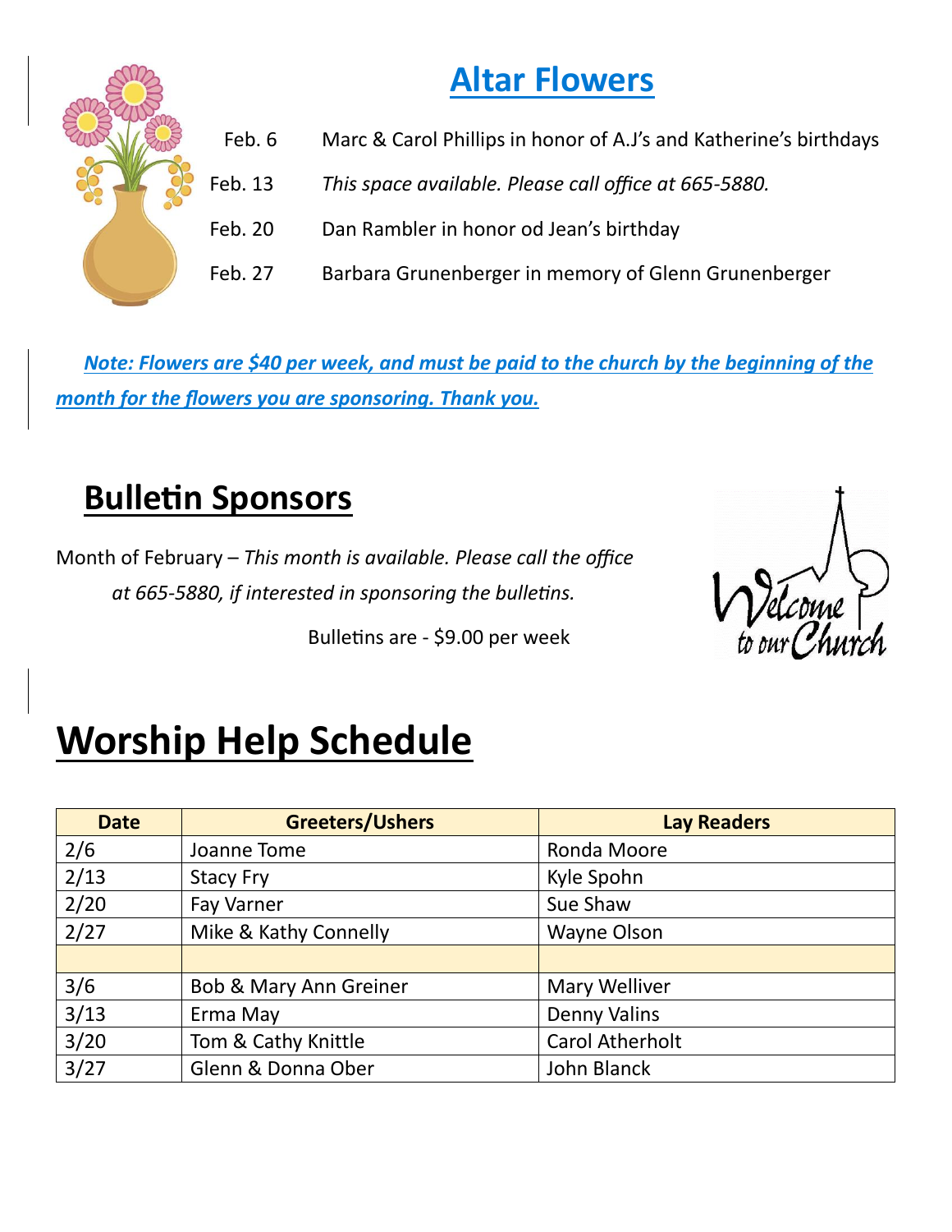# Altar Flowers

Feb. 6 Marc & Carol Phillips in honor of A.J's and Katherine's birthdays

Feb. 13 *This space available. Please call office at 665-5880.*

Feb. 20 Dan Rambler in honor od Jean's birthday

Feb. 27 Barbara Grunenberger in memory of Glenn Grunenberger

***Note: Flowers are $40 per week, and must be paid to the church by the beginning of the month for the flowers you are sponsoring. Thank you.***

## Bulletin Sponsors

Month of February – *This month is available. Please call the office at 665-5880, if interested in sponsoring the bulletins.*

Bulletins are - $9.00 per week

# Worship Help Schedule

| Date | Greeters/Ushers | Lay Readers |
|---|---|---|
| 2/6 | Joanne Tome | Ronda Moore |
| 2/13 | Stacy Fry | Kyle Spohn |
| 2/20 | Fay Varner | Sue Shaw |
| 2/27 | Mike & Kathy Connelly | Wayne Olson |
| | | |
| 3/6 | Bob & Mary Ann Greiner | Mary Welliver |
| 3/13 | Erma May | Denny Valins |
| 3/20 | Tom & Cathy Knittle | Carol Atherholt |
| 3/27 | Glenn & Donna Ober | John Blanck |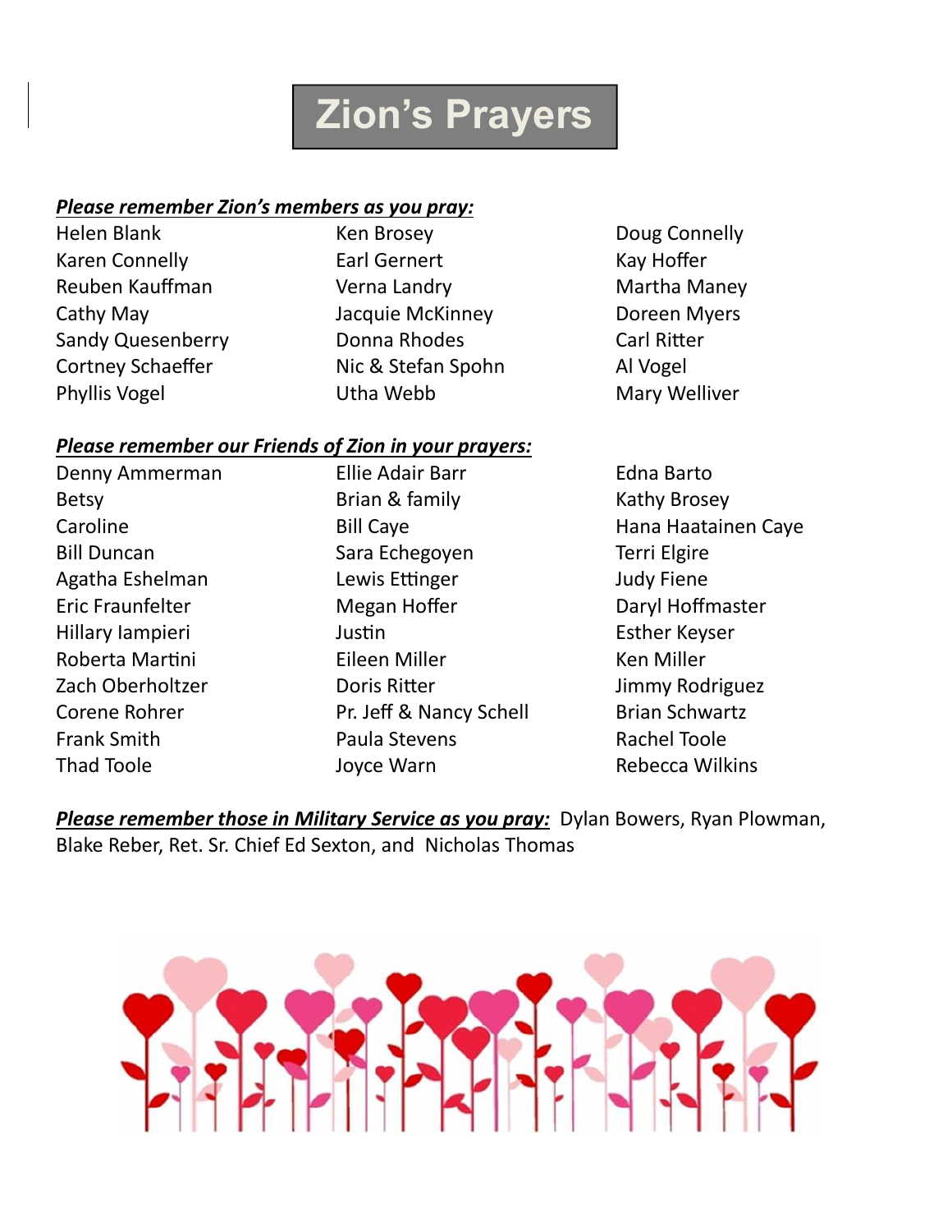# Zion's Prayers

***Please remember Zion's members as you pray:***

Helen Blank
Karen Connelly
Reuben Kauffman
Cathy May
Sandy Quesenberry
Cortney Schaeffer
Phyllis Vogel
Ken Brosey
Earl Gernert
Verna Landry
Jacquie McKinney
Donna Rhodes
Nic & Stefan Spohn
Utha Webb
Doug Connelly
Kay Hoffer
Martha Maney
Doreen Myers
Carl Ritter
Al Vogel
Mary Welliver

***Please remember our Friends of Zion in your prayers:***

Denny Ammerman
Betsy
Caroline
Bill Duncan
Agatha Eshelman
Eric Fraunfelter
Hillary Iampieri
Roberta Martini
Zach Oberholtzer
Corene Rohrer
Frank Smith
Thad Toole
Ellie Adair Barr
Brian & family
Bill Caye
Sara Echegoyen
Lewis Ettinger
Megan Hoffer
Justin
Eileen Miller
Doris Ritter
Pr. Jeff & Nancy Schell
Paula Stevens
Joyce Warn
Edna Barto
Kathy Brosey
Hana Haatainen Caye
Terri Elgire
Judy Fiene
Daryl Hoffmaster
Esther Keyser
Ken Miller
Jimmy Rodriguez
Brian Schwartz
Rachel Toole
Rebecca Wilkins

***Please remember those in Military Service as you pray:*** Dylan Bowers, Ryan Plowman, Blake Reber, Ret. Sr. Chief Ed Sexton, and Nicholas Thomas